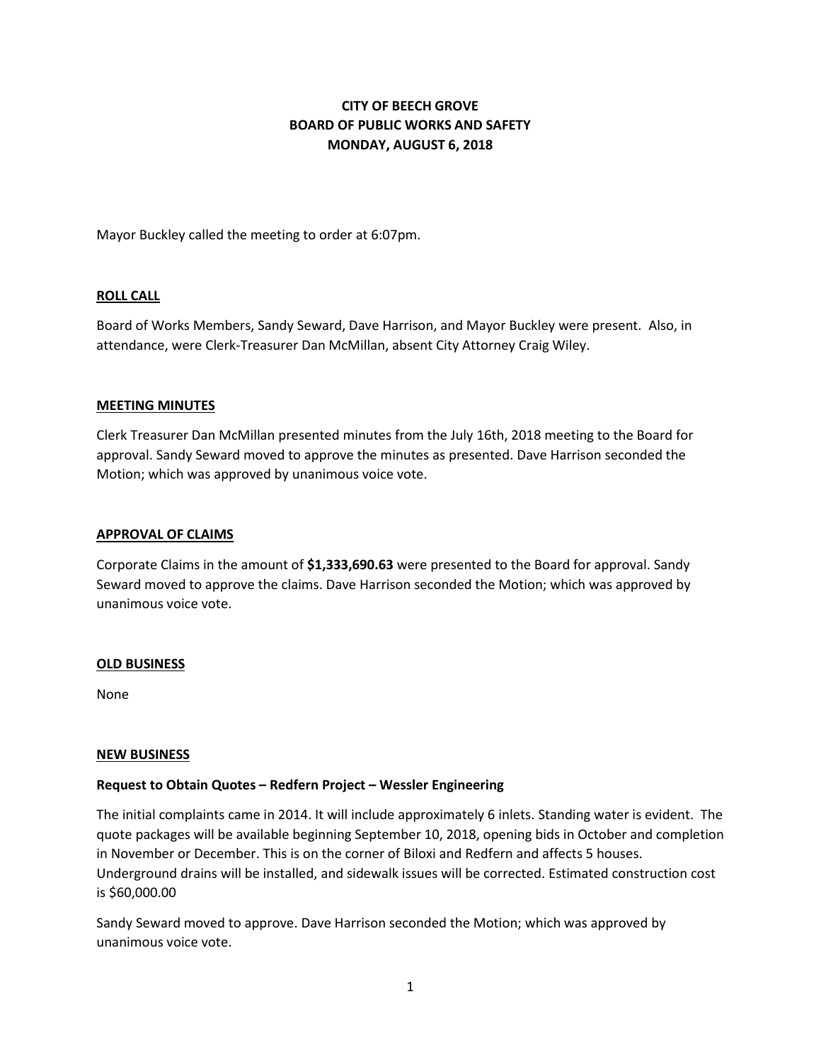# CITY OF BEECH GROVE
## BOARD OF PUBLIC WORKS AND SAFETY
## MONDAY, AUGUST 6, 2018

Mayor Buckley called the meeting to order at 6:07pm.

**ROLL CALL**

Board of Works Members, Sandy Seward, Dave Harrison, and Mayor Buckley were present. Also, in attendance, were Clerk-Treasurer Dan McMillan, absent City Attorney Craig Wiley.

**MEETING MINUTES**

Clerk Treasurer Dan McMillan presented minutes from the July 16th, 2018 meeting to the Board for approval. Sandy Seward moved to approve the minutes as presented. Dave Harrison seconded the Motion; which was approved by unanimous voice vote.

**APPROVAL OF CLAIMS**

Corporate Claims in the amount of **$1,333,690.63** were presented to the Board for approval. Sandy Seward moved to approve the claims. Dave Harrison seconded the Motion; which was approved by unanimous voice vote.

**OLD BUSINESS**

None

**NEW BUSINESS**

**Request to Obtain Quotes – Redfern Project – Wessler Engineering**

The initial complaints came in 2014. It will include approximately 6 inlets. Standing water is evident. The quote packages will be available beginning September 10, 2018, opening bids in October and completion in November or December. This is on the corner of Biloxi and Redfern and affects 5 houses. Underground drains will be installed, and sidewalk issues will be corrected. Estimated construction cost is $60,000.00

Sandy Seward moved to approve. Dave Harrison seconded the Motion; which was approved by unanimous voice vote.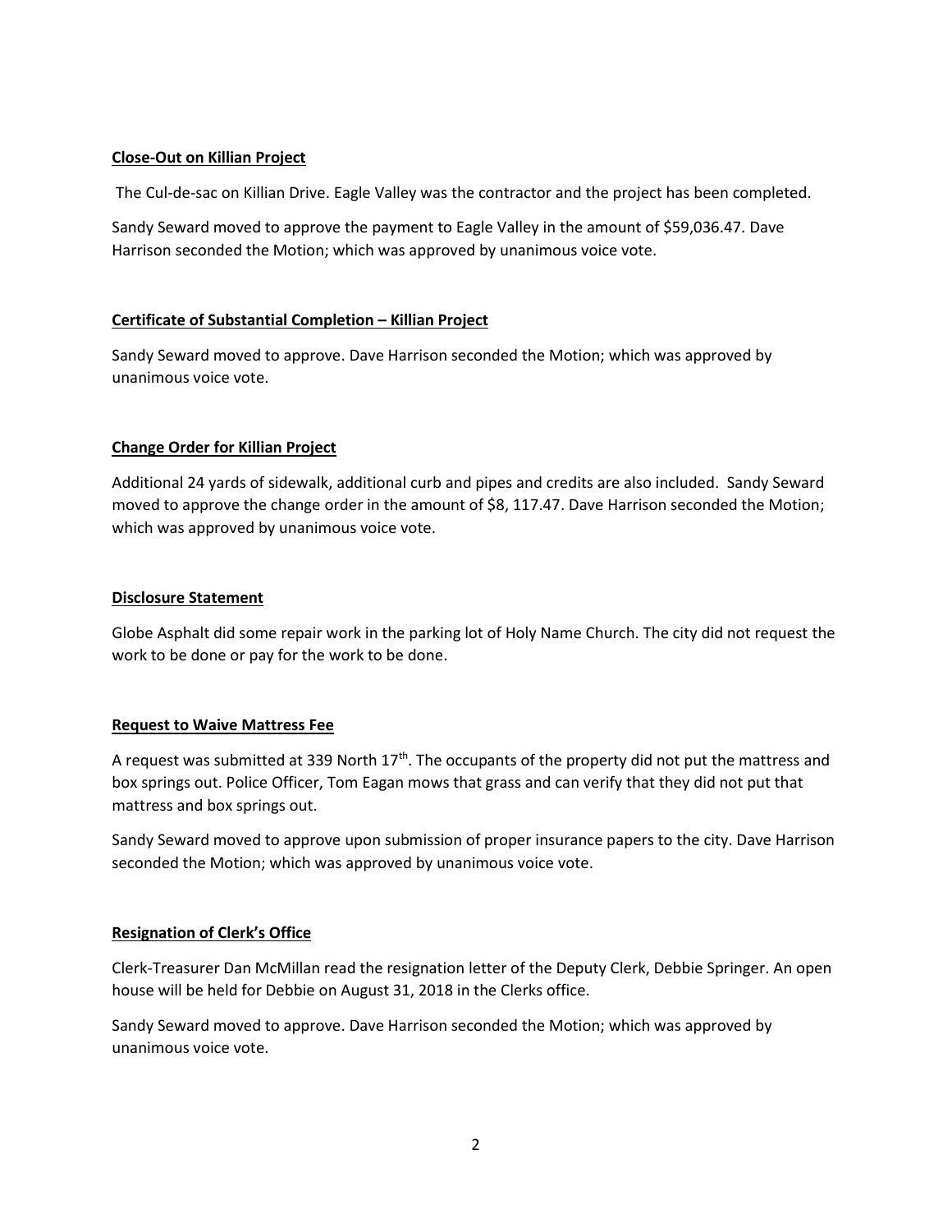**Close-Out on Killian Project**

The Cul-de-sac on Killian Drive. Eagle Valley was the contractor and the project has been completed.

Sandy Seward moved to approve the payment to Eagle Valley in the amount of $59,036.47. Dave Harrison seconded the Motion; which was approved by unanimous voice vote.

**Certificate of Substantial Completion – Killian Project**

Sandy Seward moved to approve. Dave Harrison seconded the Motion; which was approved by unanimous voice vote.

**Change Order for Killian Project**

Additional 24 yards of sidewalk, additional curb and pipes and credits are also included. Sandy Seward moved to approve the change order in the amount of $8, 117.47. Dave Harrison seconded the Motion; which was approved by unanimous voice vote.

**Disclosure Statement**

Globe Asphalt did some repair work in the parking lot of Holy Name Church. The city did not request the work to be done or pay for the work to be done.

**Request to Waive Mattress Fee**

A request was submitted at 339 North 17th. The occupants of the property did not put the mattress and box springs out. Police Officer, Tom Eagan mows that grass and can verify that they did not put that mattress and box springs out.

Sandy Seward moved to approve upon submission of proper insurance papers to the city. Dave Harrison seconded the Motion; which was approved by unanimous voice vote.

**Resignation of Clerk's Office**

Clerk-Treasurer Dan McMillan read the resignation letter of the Deputy Clerk, Debbie Springer. An open house will be held for Debbie on August 31, 2018 in the Clerks office.

Sandy Seward moved to approve. Dave Harrison seconded the Motion; which was approved by unanimous voice vote.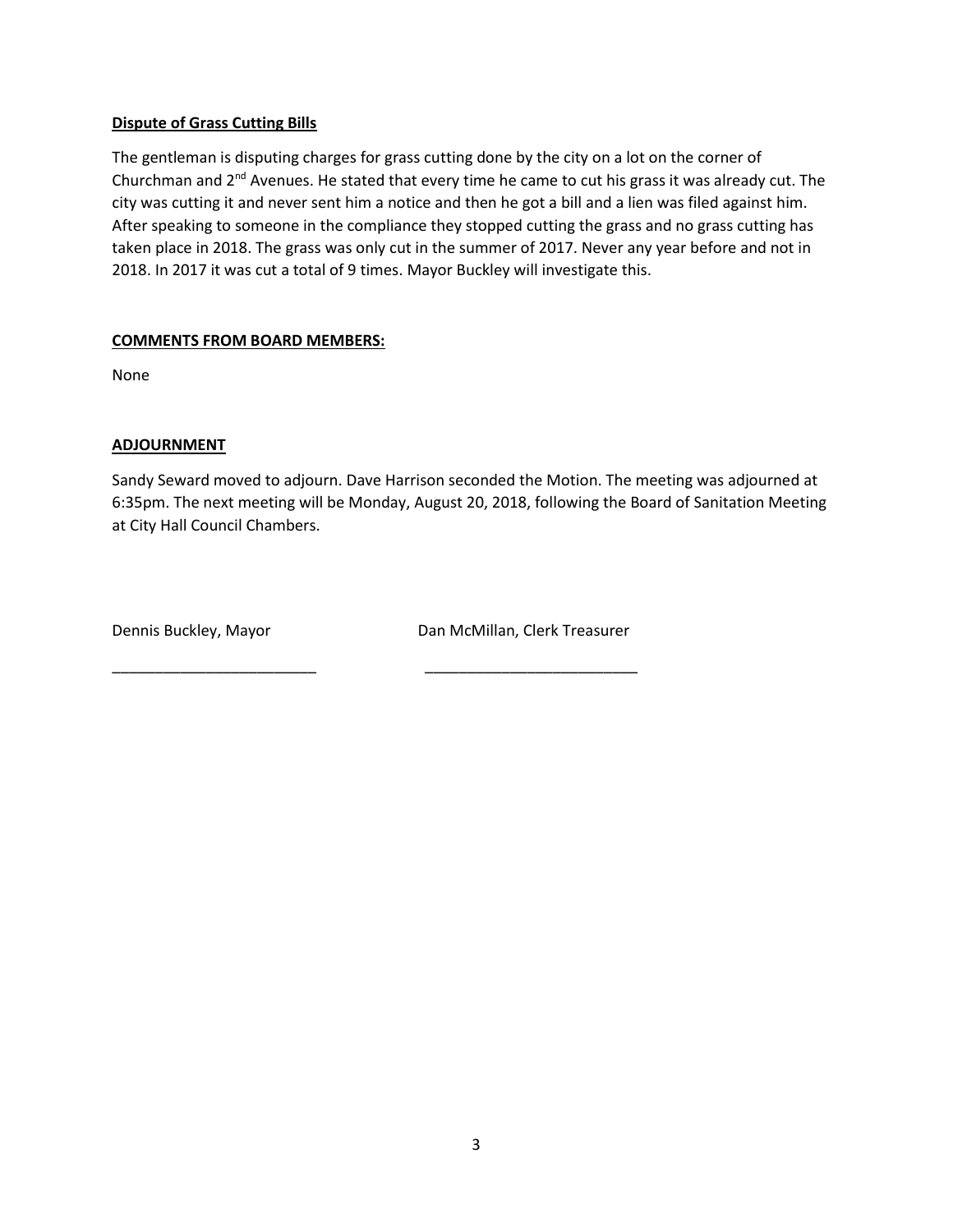**Dispute of Grass Cutting Bills**

The gentleman is disputing charges for grass cutting done by the city on a lot on the corner of Churchman and 2nd Avenues. He stated that every time he came to cut his grass it was already cut. The city was cutting it and never sent him a notice and then he got a bill and a lien was filed against him. After speaking to someone in the compliance they stopped cutting the grass and no grass cutting has taken place in 2018. The grass was only cut in the summer of 2017. Never any year before and not in 2018. In 2017 it was cut a total of 9 times. Mayor Buckley will investigate this.

**COMMENTS FROM BOARD MEMBERS:**

None

**ADJOURNMENT**

Sandy Seward moved to adjourn. Dave Harrison seconded the Motion. The meeting was adjourned at 6:35pm. The next meeting will be Monday, August 20, 2018, following the Board of Sanitation Meeting at City Hall Council Chambers.

Dennis Buckley, Mayor

________________________

Dan McMillan, Clerk Treasurer

________________________